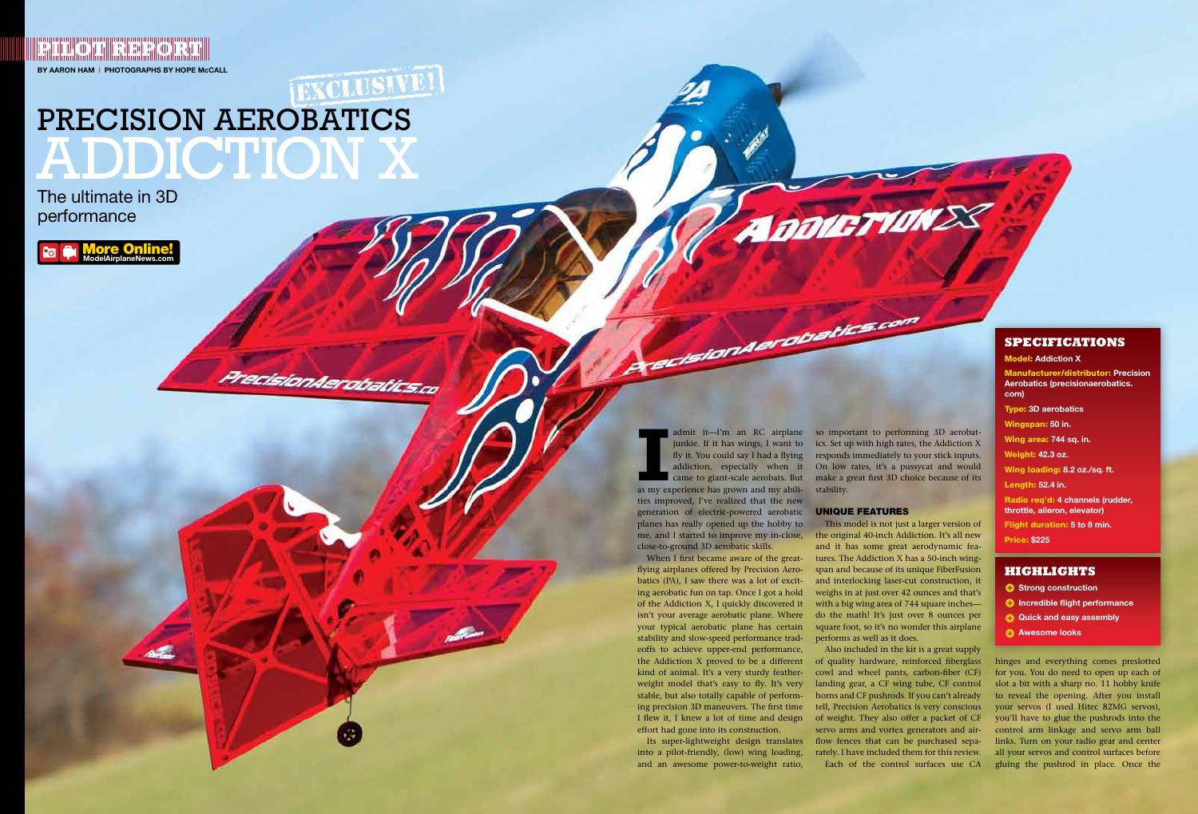PILOT REPORT

BY AARON HAM | PHOTOGRAPHS BY HOPE McCALL

EXCLUSIVE!

# PRECISION AEROBATICS ADDICTION X

## The ultimate in 3D performance

More Online! ModelAirplaneNews.com

I admit it—I'm an RC airplane junkie. If it has wings, I want to fly it. You could say I had a flying addiction, especially when it came to giant-scale aerobats. But as my experience has grown and my abilities improved, I've realized that the new generation of electric-powered aerobatic planes has really opened up the hobby to me, and I started to improve my in-close, close-to-ground 3D aerobatic skills.

When I first became aware of the great-flying airplanes offered by Precision Aerobatics (PA), I saw there was a lot of exciting aerobatic fun on tap. Once I got a hold of the Addiction X, I quickly discovered it isn't your average aerobatic plane. Where your typical aerobatic plane has certain stability and slow-speed performance tradeoffs to achieve upper-end performance, the Addiction X proved to be a different kind of animal. It's a very sturdy featherweight model that's easy to fly. It's very stable, but also totally capable of performing precision 3D maneuvers. The first time I flew it, I knew a lot of time and design effort had gone into its construction.

Its super-lightweight design translates into a pilot-friendly, (low) wing loading, and an awesome power-to-weight ratio, so important to performing 3D aerobatics. Set up with high rates, the Addiction X responds immediately to your stick inputs. On low rates, it's a pussycat and would make a great first 3D choice because of its stability.

### UNIQUE FEATURES

This model is not just a larger version of the original 40-inch Addiction. It's all new and it has some great aerodynamic features. The Addiction X has a 50-inch wingspan and because of its unique FiberFusion and interlocking laser-cut construction, it weighs in at just over 42 ounces and that's with a big wing area of 744 square inches—do the math! It's just over 8 ounces per square foot, so it's no wonder this airplane performs as well as it does.

Also included in the kit is a great supply of quality hardware, reinforced fiberglass cowl and wheel pants, carbon-fiber (CF) landing gear, a CF wing tube, CF control horns and CF pushrods. If you can't already tell, Precision Aerobatics is very conscious of weight. They also offer a packet of CF servo arms and vortex generators and airflow fences that can be purchased separately. I have included them for this review.

Each of the control surfaces use CA hinges and everything comes preslotted for you. You do need to open up each of slot a bit with a sharp no. 11 hobby knife to reveal the opening. After you install your servos (I used Hitec 82MG servos), you'll have to glue the pushrods into the control arm linkage and servo arm ball links. Turn on your radio gear and center all your servos and control surfaces before gluing the pushrod in place. Once the

### SPECIFICATIONS

**Model:** Addiction X

**Manufacturer/distributor:** Precision Aerobatics (precisionaerobatics.com)

**Type:** 3D aerobatics

**Wingspan:** 50 in.

**Wing area:** 744 sq. in.

**Weight:** 42.3 oz.

**Wing loading:** 8.2 oz./sq. ft.

**Length:** 52.4 in.

**Radio req'd:** 4 channels (rudder, throttle, aileron, elevator)

**Flight duration:** 5 to 8 min.

**Price:** $225

### HIGHLIGHTS

- Strong construction
- Incredible flight performance
- Quick and easy assembly
- Awesome looks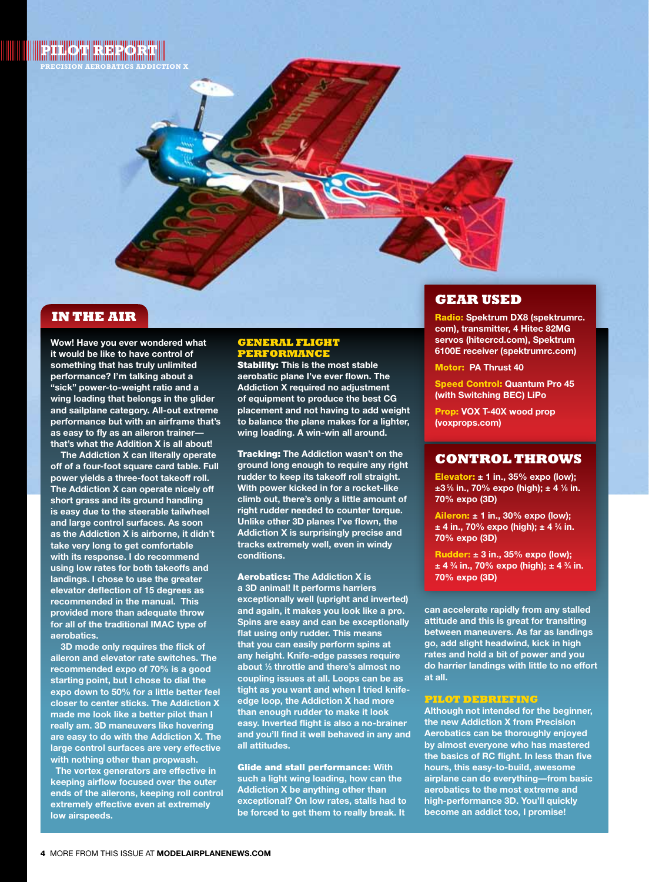## IN THE AIR

Wow! Have you ever wondered what it would be like to have control of something that has truly unlimited performance? I'm talking about a "sick" power-to-weight ratio and a wing loading that belongs in the glider and sailplane category. All-out extreme performance but with an airframe that's as easy to fly as an aileron trainer—that's what the Addition X is all about!

The Addiction X can literally operate off of a four-foot square card table. Full power yields a three-foot takeoff roll. The Addiction X can operate nicely off short grass and its ground handling is easy due to the steerable tailwheel and large control surfaces. As soon as the Addiction X is airborne, it didn't take very long to get comfortable with its response. I do recommend using low rates for both takeoffs and landings. I chose to use the greater elevator deflection of 15 degrees as recommended in the manual. This provided more than adequate throw for all of the traditional IMAC type of aerobatics.

3D mode only requires the flick of aileron and elevator rate switches. The recommended expo of 70% is a good starting point, but I chose to dial the expo down to 50% for a little better feel closer to center sticks. The Addiction X made me look like a better pilot than I really am. 3D maneuvers like hovering are easy to do with the Addiction X. The large control surfaces are very effective with nothing other than propwash.

The vortex generators are effective in keeping airflow focused over the outer ends of the ailerons, keeping roll control extremely effective even at extremely low airspeeds.

### GENERAL FLIGHT PERFORMANCE

**Stability:** This is the most stable aerobatic plane I've ever flown. The Addiction X required no adjustment of equipment to produce the best CG placement and not having to add weight to balance the plane makes for a lighter, wing loading. A win-win all around.

**Tracking:** The Addiction wasn't on the ground long enough to require any right rudder to keep its takeoff roll straight. With power kicked in for a rocket-like climb out, there's only a little amount of right rudder needed to counter torque. Unlike other 3D planes I've flown, the Addiction X is surprisingly precise and tracks extremely well, even in windy conditions.

**Aerobatics:** The Addiction X is a 3D animal! It performs harriers exceptionally well (upright and inverted) and again, it makes you look like a pro. Spins are easy and can be exceptionally flat using only rudder. This means that you can easily perform spins at any height. Knife-edge passes require about ⅓ throttle and there's almost no coupling issues at all. Loops can be as tight as you want and when I tried knife-edge loop, the Addiction X had more than enough rudder to make it look easy. Inverted flight is also a no-brainer and you'll find it well behaved in any and all attitudes.

**Glide and stall performance:** With such a light wing loading, how can the Addiction X be anything other than exceptional? On low rates, stalls had to be forced to get them to really break. It can accelerate rapidly from any stalled attitude and this is great for transiting between maneuvers. As far as landings go, add slight headwind, kick in high rates and hold a bit of power and you do harrier landings with little to no effort at all.

### PILOT DEBRIEFING

Although not intended for the beginner, the new Addiction X from Precision Aerobatics can be thoroughly enjoyed by almost everyone who has mastered the basics of RC flight. In less than five hours, this easy-to-build, awesome airplane can do everything—from basic aerobatics to the most extreme and high-performance 3D. You'll quickly become an addict too, I promise!

## GEAR USED

**Radio:** Spektrum DX8 (spektrumrc.com), transmitter, 4 Hitec 82MG servos (hitecrcd.com), Spektrum 6100E receiver (spektrumrc.com)

**Motor:** PA Thrust 40

**Speed Control:** Quantum Pro 45 (with Switching BEC) LiPo

**Prop:** VOX T-40X wood prop (voxprops.com)

## CONTROL THROWS

**Elevator:** ± 1 in., 35% expo (low); ±3⅝ in., 70% expo (high); ± 4 ⅛ in. 70% expo (3D)

**Aileron:** ± 1 in., 30% expo (low); ± 4 in., 70% expo (high); ± 4 ¾ in. 70% expo (3D)

**Rudder:** ± 3 in., 35% expo (low); ± 4 ¾ in., 70% expo (high); ± 4 ¾ in. 70% expo (3D)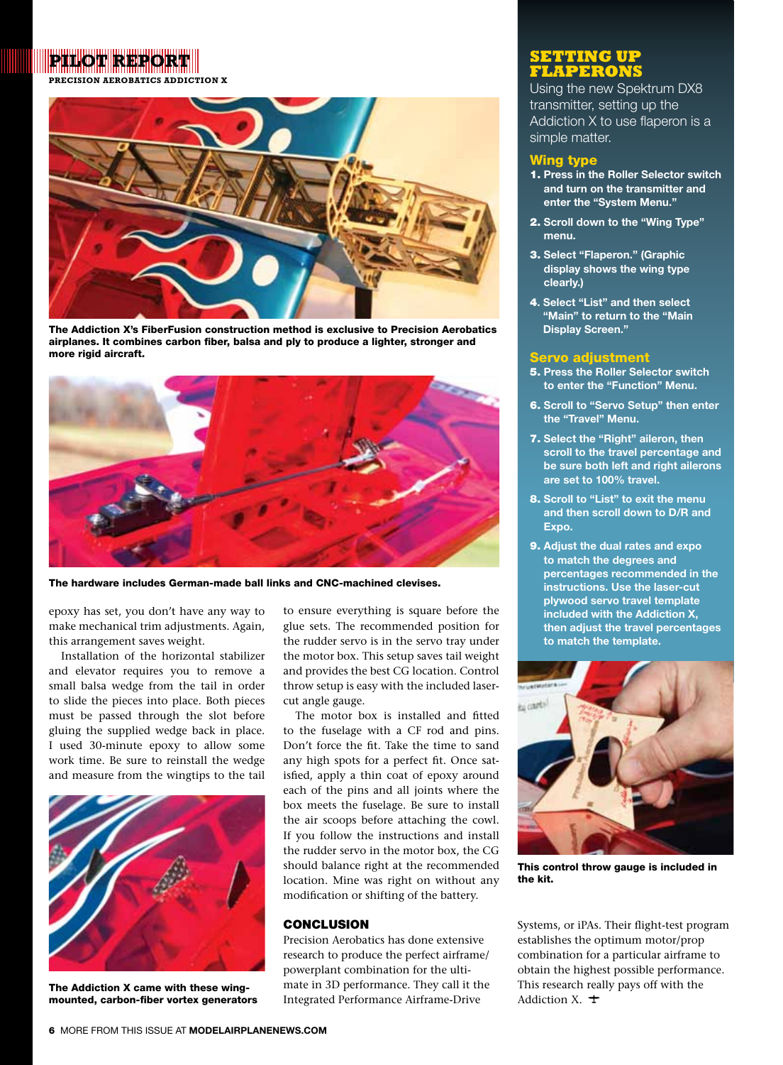The Addiction X's FiberFusion construction method is exclusive to Precision Aerobatics airplanes. It combines carbon fiber, balsa and ply to produce a lighter, stronger and more rigid aircraft.

The hardware includes German-made ball links and CNC-machined clevises.

epoxy has set, you don't have any way to make mechanical trim adjustments. Again, this arrangement saves weight.

Installation of the horizontal stabilizer and elevator requires you to remove a small balsa wedge from the tail in order to slide the pieces into place. Both pieces must be passed through the slot before gluing the supplied wedge back in place. I used 30-minute epoxy to allow some work time. Be sure to reinstall the wedge and measure from the wingtips to the tail to ensure everything is square before the glue sets. The recommended position for the rudder servo is in the servo tray under the motor box. This setup saves tail weight and provides the best CG location. Control throw setup is easy with the included laser-cut angle gauge.

The motor box is installed and fitted to the fuselage with a CF rod and pins. Don't force the fit. Take the time to sand any high spots for a perfect fit. Once satisfied, apply a thin coat of epoxy around each of the pins and all joints where the box meets the fuselage. Be sure to install the air scoops before attaching the cowl. If you follow the instructions and install the rudder servo in the motor box, the CG should balance right at the recommended location. Mine was right on without any modification or shifting of the battery.

The Addiction X came with these wing-mounted, carbon-fiber vortex generators

## CONCLUSION

Precision Aerobatics has done extensive research to produce the perfect airframe/powerplant combination for the ultimate in 3D performance. They call it the Integrated Performance Airframe-Drive Systems, or iPAs. Their flight-test program establishes the optimum motor/prop combination for a particular airframe to obtain the highest possible performance. This research really pays off with the Addiction X.

## SETTING UP FLAPERONS

Using the new Spektrum DX8 transmitter, setting up the Addiction X to use flaperon is a simple matter.

### Wing type

1. Press in the Roller Selector switch and turn on the transmitter and enter the "System Menu."
2. Scroll down to the "Wing Type" menu.
3. Select "Flaperon." (Graphic display shows the wing type clearly.)
4. Select "List" and then select "Main" to return to the "Main Display Screen."

### Servo adjustment

5. Press the Roller Selector switch to enter the "Function" Menu.
6. Scroll to "Servo Setup" then enter the "Travel" Menu.
7. Select the "Right" aileron, then scroll to the travel percentage and be sure both left and right ailerons are set to 100% travel.
8. Scroll to "List" to exit the menu and then scroll down to D/R and Expo.
9. Adjust the dual rates and expo to match the degrees and percentages recommended in the instructions. Use the laser-cut plywood servo travel template included with the Addiction X, then adjust the travel percentages to match the template.

This control throw gauge is included in the kit.